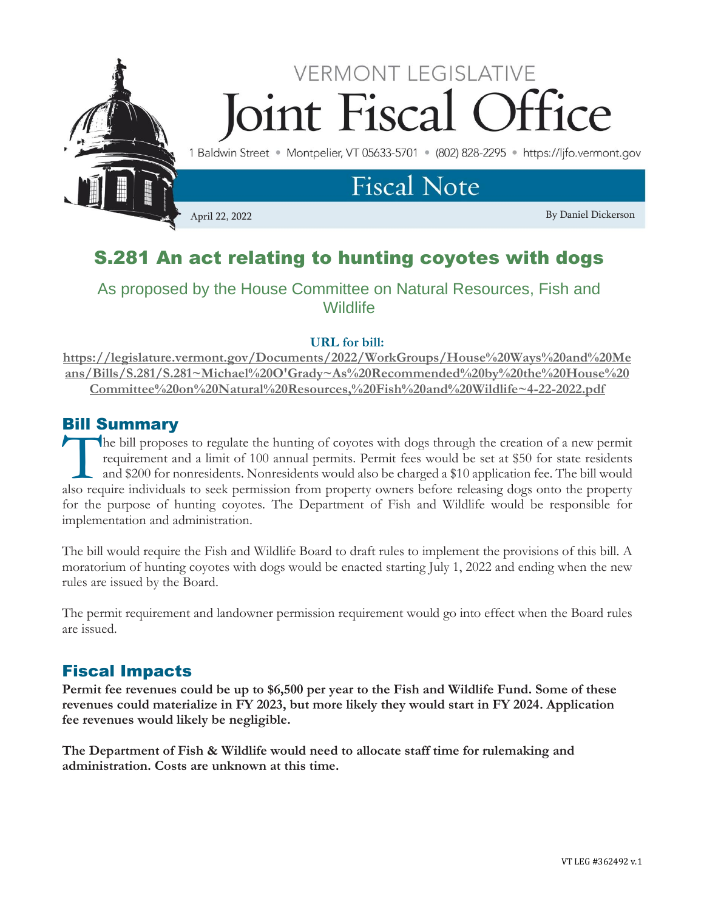VERMONT LEGISLATIVE

# Joint Fiscal Office

1 Baldwin Street • Montpelier, VT 05633-5701 • (802) 828-2295 • https://ljfo.vermont.gov

## Fiscal Note

April 22, 2022

By Daniel Dickerson

# S.281 An act relating to hunting coyotes with dogs

### As proposed by the House Committee on Natural Resources, Fish and Wildlife

**URL for bill:**

**https://legislature.vermont.gov/Documents/2022/WorkGroups/House%20Ways%20and%20Means/Bills/S.281/S.281~Michael%20O'Grady~As%20Recommended%20by%20the%20House%20Committee%20on%20Natural%20Resources,%20Fish%20and%20Wildlife~4-22-2022.pdf**

## Bill Summary

The bill proposes to regulate the hunting of coyotes with dogs through the creation of a new permit requirement and a limit of 100 annual permits. Permit fees would be set at $50 for state residents and $200 for nonresidents. Nonresidents would also be charged a $10 application fee. The bill would also require individuals to seek permission from property owners before releasing dogs onto the property for the purpose of hunting coyotes. The Department of Fish and Wildlife would be responsible for implementation and administration.

The bill would require the Fish and Wildlife Board to draft rules to implement the provisions of this bill. A moratorium of hunting coyotes with dogs would be enacted starting July 1, 2022 and ending when the new rules are issued by the Board.

The permit requirement and landowner permission requirement would go into effect when the Board rules are issued.

## Fiscal Impacts

**Permit fee revenues could be up to $6,500 per year to the Fish and Wildlife Fund. Some of these revenues could materialize in FY 2023, but more likely they would start in FY 2024. Application fee revenues would likely be negligible.**

**The Department of Fish & Wildlife would need to allocate staff time for rulemaking and administration. Costs are unknown at this time.**

VT LEG #362492 v.1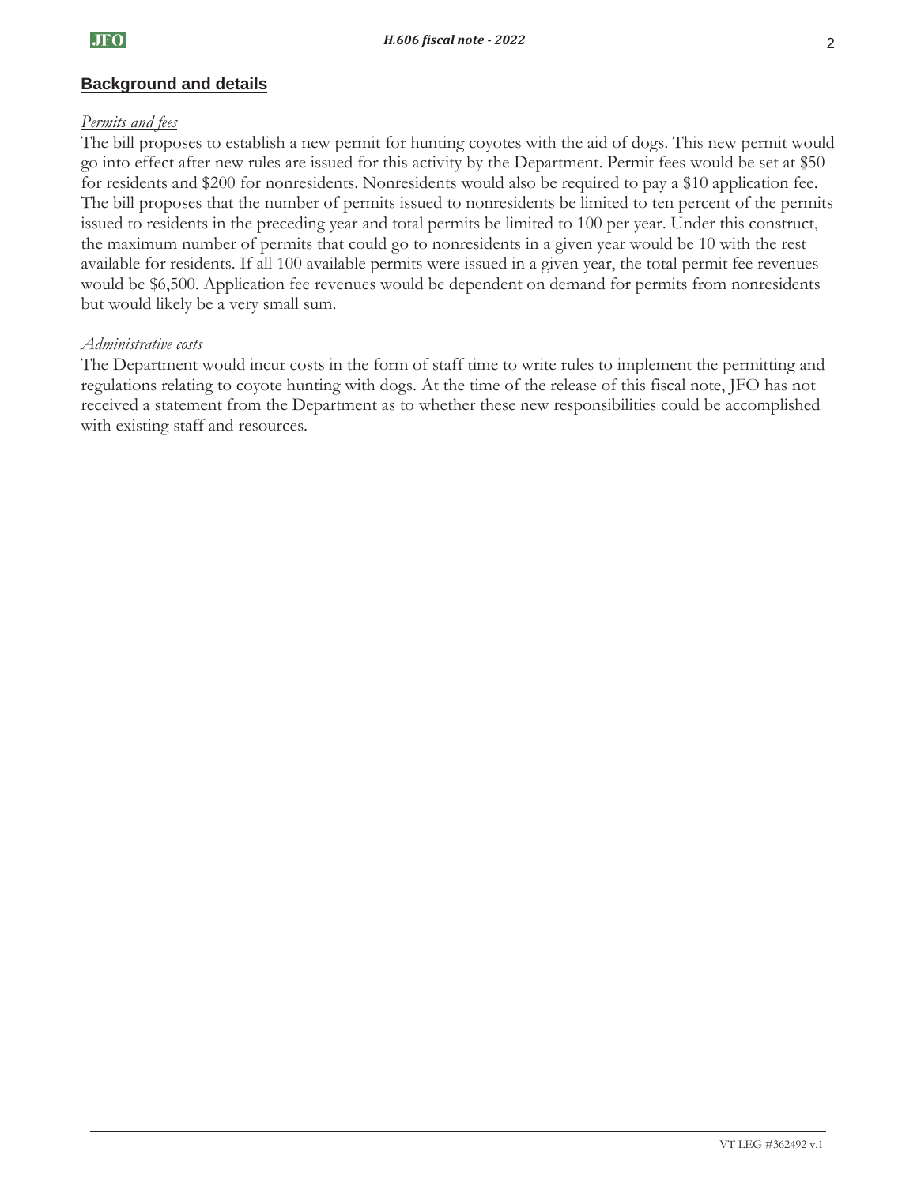## Background and details

*Permits and fees*

The bill proposes to establish a new permit for hunting coyotes with the aid of dogs. This new permit would go into effect after new rules are issued for this activity by the Department. Permit fees would be set at $50 for residents and $200 for nonresidents. Nonresidents would also be required to pay a $10 application fee. The bill proposes that the number of permits issued to nonresidents be limited to ten percent of the permits issued to residents in the preceding year and total permits be limited to 100 per year. Under this construct, the maximum number of permits that could go to nonresidents in a given year would be 10 with the rest available for residents. If all 100 available permits were issued in a given year, the total permit fee revenues would be $6,500. Application fee revenues would be dependent on demand for permits from nonresidents but would likely be a very small sum.

*Administrative costs*

The Department would incur costs in the form of staff time to write rules to implement the permitting and regulations relating to coyote hunting with dogs. At the time of the release of this fiscal note, JFO has not received a statement from the Department as to whether these new responsibilities could be accomplished with existing staff and resources.